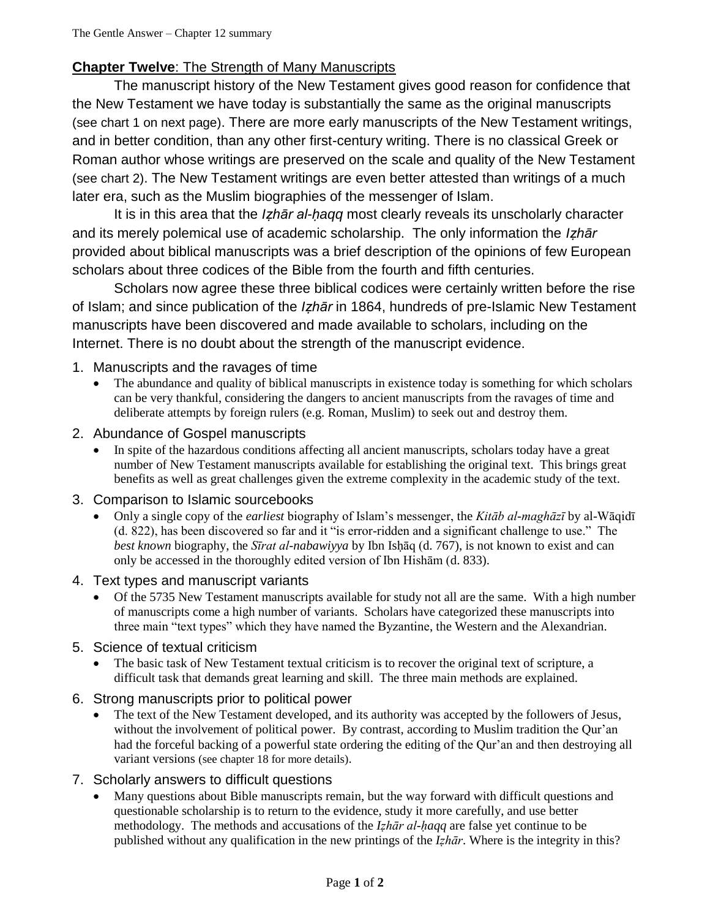**Chapter Twelve**: The Strength of Many Manuscripts

The manuscript history of the New Testament gives good reason for confidence that the New Testament we have today is substantially the same as the original manuscripts (see chart 1 on next page). There are more early manuscripts of the New Testament writings, and in better condition, than any other first-century writing. There is no classical Greek or Roman author whose writings are preserved on the scale and quality of the New Testament (see chart 2). The New Testament writings are even better attested than writings of a much later era, such as the Muslim biographies of the messenger of Islam.

It is in this area that the *Iẓhār al-ḥaqq* most clearly reveals its unscholarly character and its merely polemical use of academic scholarship. The only information the *Iẓhār* provided about biblical manuscripts was a brief description of the opinions of few European scholars about three codices of the Bible from the fourth and fifth centuries.

Scholars now agree these three biblical codices were certainly written before the rise of Islam; and since publication of the *Iẓhār* in 1864, hundreds of pre-Islamic New Testament manuscripts have been discovered and made available to scholars, including on the Internet. There is no doubt about the strength of the manuscript evidence.

1. Manuscripts and the ravages of time
   - The abundance and quality of biblical manuscripts in existence today is something for which scholars can be very thankful, considering the dangers to ancient manuscripts from the ravages of time and deliberate attempts by foreign rulers (e.g. Roman, Muslim) to seek out and destroy them.
2. Abundance of Gospel manuscripts
   - In spite of the hazardous conditions affecting all ancient manuscripts, scholars today have a great number of New Testament manuscripts available for establishing the original text. This brings great benefits as well as great challenges given the extreme complexity in the academic study of the text.
3. Comparison to Islamic sourcebooks
   - Only a single copy of the *earliest* biography of Islam's messenger, the *Kitāb al-maghāzī* by al-Wāqidī (d. 822), has been discovered so far and it "is error-ridden and a significant challenge to use." The *best known* biography, the *Sīrat al-nabawiyya* by Ibn Isḥāq (d. 767), is not known to exist and can only be accessed in the thoroughly edited version of Ibn Hishām (d. 833).
4. Text types and manuscript variants
   - Of the 5735 New Testament manuscripts available for study not all are the same. With a high number of manuscripts come a high number of variants. Scholars have categorized these manuscripts into three main "text types" which they have named the Byzantine, the Western and the Alexandrian.
5. Science of textual criticism
   - The basic task of New Testament textual criticism is to recover the original text of scripture, a difficult task that demands great learning and skill. The three main methods are explained.
6. Strong manuscripts prior to political power
   - The text of the New Testament developed, and its authority was accepted by the followers of Jesus, without the involvement of political power. By contrast, according to Muslim tradition the Qur'an had the forceful backing of a powerful state ordering the editing of the Qur'an and then destroying all variant versions (see chapter 18 for more details).
7. Scholarly answers to difficult questions
   - Many questions about Bible manuscripts remain, but the way forward with difficult questions and questionable scholarship is to return to the evidence, study it more carefully, and use better methodology. The methods and accusations of the *Iẓhār al-ḥaqq* are false yet continue to be published without any qualification in the new printings of the *Iẓhār*. Where is the integrity in this?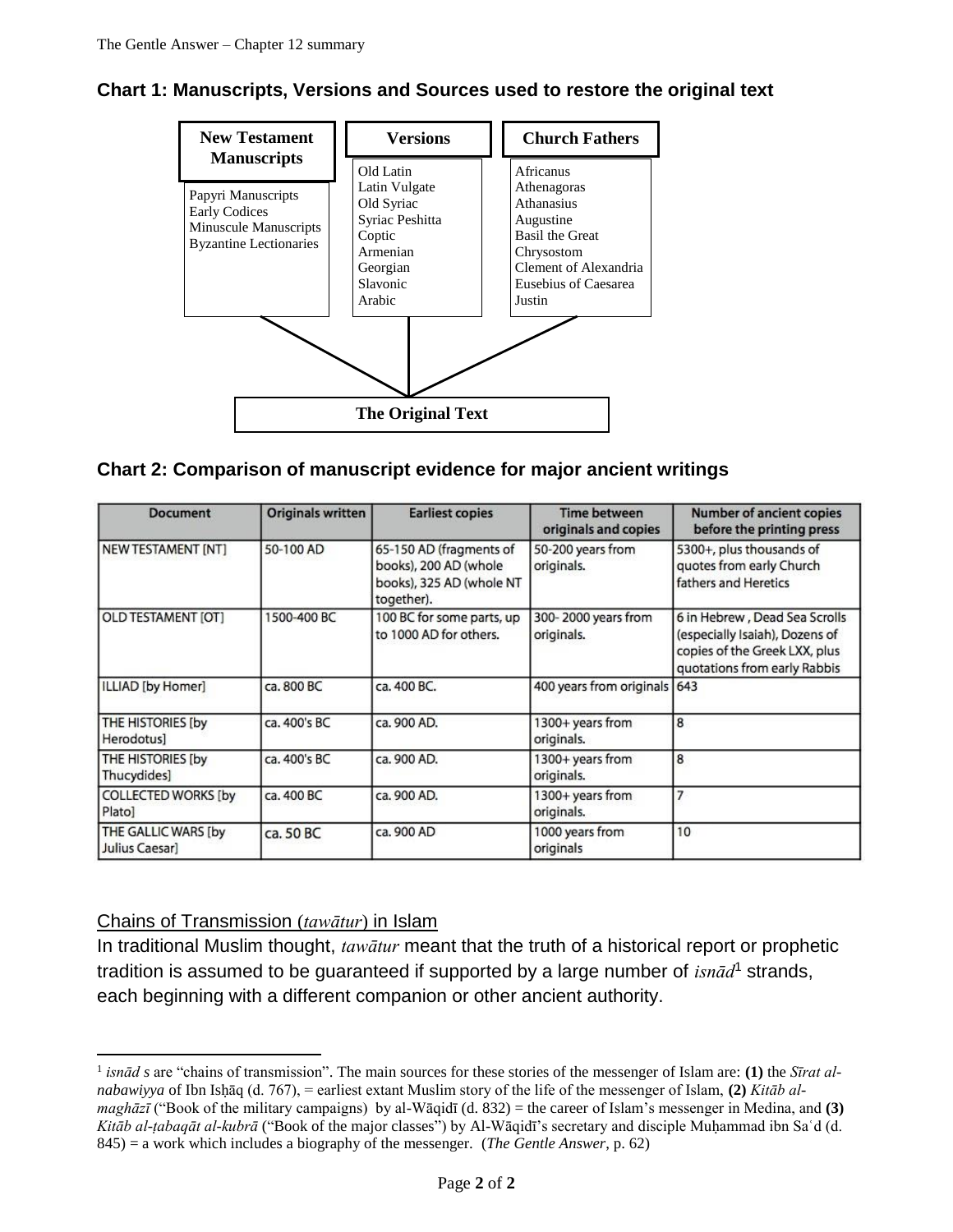## Chart 1: Manuscripts, Versions and Sources used to restore the original text

**New Testament Manuscripts**

Papyri Manuscripts
Early Codices
Minuscule Manuscripts
Byzantine Lectionaries

**Versions**

Old Latin
Latin Vulgate
Old Syriac
Syriac Peshitta
Coptic
Armenian
Georgian
Slavonic
Arabic

**Church Fathers**

Africanus
Athenagoras
Athanasius
Augustine
Basil the Great
Chrysostom
Clement of Alexandria
Eusebius of Caesarea
Justin

**The Original Text**

## Chart 2: Comparison of manuscript evidence for major ancient writings

| Document | Originals written | Earliest copies | Time between originals and copies | Number of ancient copies before the printing press |
|---|---|---|---|---|
| NEW TESTAMENT [NT] | 50-100 AD | 65-150 AD (fragments of books), 200 AD (whole books), 325 AD (whole NT together). | 50-200 years from originals. | 5300+, plus thousands of quotes from early Church fathers and Heretics |
| OLD TESTAMENT [OT] | 1500-400 BC | 100 BC for some parts, up to 1000 AD for others. | 300- 2000 years from originals. | 6 in Hebrew , Dead Sea Scrolls (especially Isaiah), Dozens of copies of the Greek LXX, plus quotations from early Rabbis |
| ILLIAD [by Homer] | ca. 800 BC | ca. 400 BC. | 400 years from originals | 643 |
| THE HISTORIES [by Herodotus] | ca. 400's BC | ca. 900 AD. | 1300+ years from originals. | 8 |
| THE HISTORIES [by Thucydides] | ca. 400's BC | ca. 900 AD. | 1300+ years from originals. | 8 |
| COLLECTED WORKS [by Plato] | ca. 400 BC | ca. 900 AD. | 1300+ years from originals. | 7 |
| THE GALLIC WARS [by Julius Caesar] | ca. 50 BC | ca. 900 AD | 1000 years from originals | 10 |

## Chains of Transmission (*tawātur*) in Islam

In traditional Muslim thought, *tawātur* meant that the truth of a historical report or prophetic tradition is assumed to be guaranteed if supported by a large number of *isnād*[1] strands, each beginning with a different companion or other ancient authority.

[1] *isnād s* are "chains of transmission". The main sources for these stories of the messenger of Islam are: **(1)** the *Sīrat al-nabawiyya* of Ibn Isḥāq (d. 767), = earliest extant Muslim story of the life of the messenger of Islam, **(2)** *Kitāb al-maghāzī* ("Book of the military campaigns) by al-Wāqidī (d. 832) = the career of Islam's messenger in Medina, and **(3)** *Kitāb al-ṭabaqāt al-kubrā* ("Book of the major classes") by Al-Wāqidī's secretary and disciple Muḥammad ibn Saʿd (d. 845) = a work which includes a biography of the messenger. (*The Gentle Answer*, p. 62)